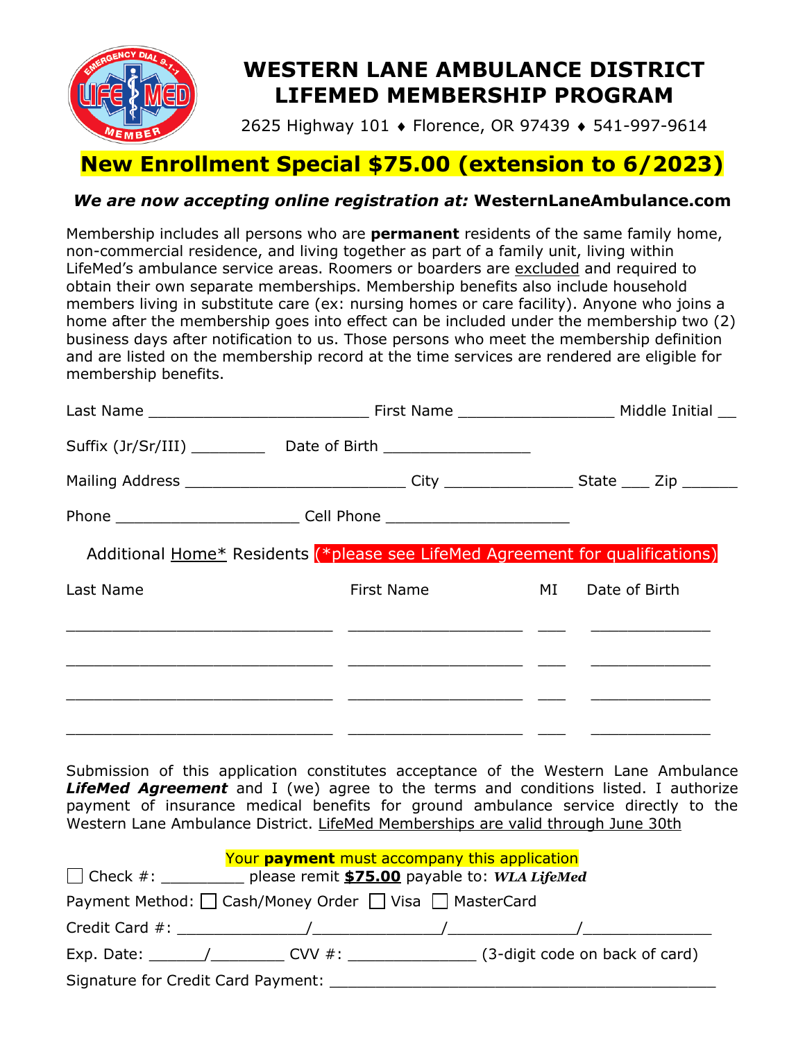# WESTERN LANE AMBULANCE DISTRICT
# LIFEMED MEMBERSHIP PROGRAM

2625 Highway 101 ♦ Florence, OR 97439 ♦ 541-997-9614

## New Enrollment Special $75.00 (extension to 6/2023)

***We are now accepting online registration at:* WesternLaneAmbulance.com**

Membership includes all persons who are **permanent** residents of the same family home, non-commercial residence, and living together as part of a family unit, living within LifeMed's ambulance service areas. Roomers or boarders are excluded and required to obtain their own separate memberships. Membership benefits also include household members living in substitute care (ex: nursing homes or care facility). Anyone who joins a home after the membership goes into effect can be included under the membership two (2) business days after notification to us. Those persons who meet the membership definition and are listed on the membership record at the time services are rendered are eligible for membership benefits.

Last Name ________________________ First Name _________________ Middle Initial __

Suffix (Jr/Sr/III) ________ Date of Birth ________________

Mailing Address ________________________ City ______________ State ___ Zip ______

Phone ____________________ Cell Phone ____________________

Additional Home* Residents (*please see LifeMed Agreement for qualifications)

| Last Name | First Name | MI | Date of Birth |
|---|---|---|---|
| | | | |
| | | | |
| | | | |
| | | | |

Submission of this application constitutes acceptance of the Western Lane Ambulance ***LifeMed Agreement*** and I (we) agree to the terms and conditions listed. I authorize payment of insurance medical benefits for ground ambulance service directly to the Western Lane Ambulance District. LifeMed Memberships are valid through June 30th

Your **payment** must accompany this application

☐ Check #: _________ please remit **$75.00** payable to: ***WLA LifeMed***

Payment Method: ☐ Cash/Money Order ☐ Visa ☐ MasterCard

Credit Card #: ______________/______________/______________/______________

Exp. Date: ______/________ CVV #: ______________ (3-digit code on back of card)

Signature for Credit Card Payment: ____________________________________________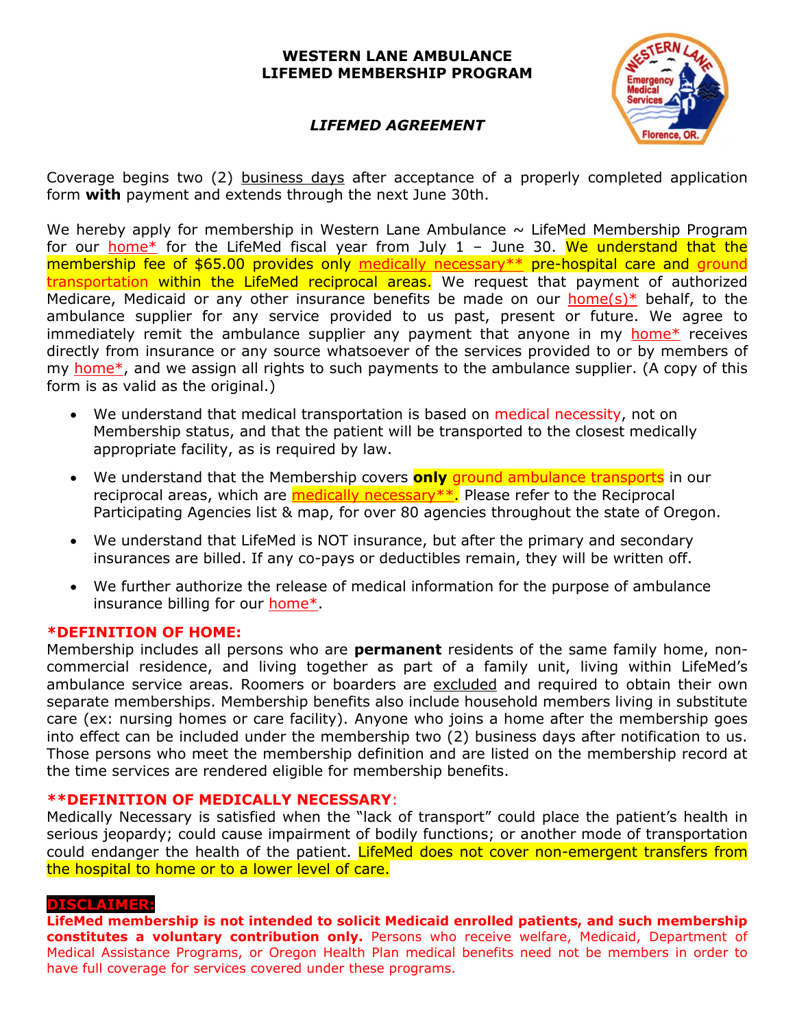**WESTERN LANE AMBULANCE**
**LIFEMED MEMBERSHIP PROGRAM**

***LIFEMED AGREEMENT***

Coverage begins two (2) business days after acceptance of a properly completed application form **with** payment and extends through the next June 30th.

We hereby apply for membership in Western Lane Ambulance ~ LifeMed Membership Program for our home* for the LifeMed fiscal year from July 1 – June 30. We understand that the membership fee of $65.00 provides only medically necessary** pre-hospital care and ground transportation within the LifeMed reciprocal areas. We request that payment of authorized Medicare, Medicaid or any other insurance benefits be made on our home(s)* behalf, to the ambulance supplier for any service provided to us past, present or future. We agree to immediately remit the ambulance supplier any payment that anyone in my home* receives directly from insurance or any source whatsoever of the services provided to or by members of my home*, and we assign all rights to such payments to the ambulance supplier. (A copy of this form is as valid as the original.)

- We understand that medical transportation is based on medical necessity, not on Membership status, and that the patient will be transported to the closest medically appropriate facility, as is required by law.
- We understand that the Membership covers **only** ground ambulance transports in our reciprocal areas, which are medically necessary**. Please refer to the Reciprocal Participating Agencies list & map, for over 80 agencies throughout the state of Oregon.
- We understand that LifeMed is NOT insurance, but after the primary and secondary insurances are billed. If any co-pays or deductibles remain, they will be written off.
- We further authorize the release of medical information for the purpose of ambulance insurance billing for our home*.

**\*DEFINITION OF HOME:**
Membership includes all persons who are **permanent** residents of the same family home, non-commercial residence, and living together as part of a family unit, living within LifeMed's ambulance service areas. Roomers or boarders are excluded and required to obtain their own separate memberships. Membership benefits also include household members living in substitute care (ex: nursing homes or care facility). Anyone who joins a home after the membership goes into effect can be included under the membership two (2) business days after notification to us. Those persons who meet the membership definition and are listed on the membership record at the time services are rendered eligible for membership benefits.

**\*\*DEFINITION OF MEDICALLY NECESSARY**:
Medically Necessary is satisfied when the "lack of transport" could place the patient's health in serious jeopardy; could cause impairment of bodily functions; or another mode of transportation could endanger the health of the patient. LifeMed does not cover non-emergent transfers from the hospital to home or to a lower level of care.

**DISCLAIMER:**
**LifeMed membership is not intended to solicit Medicaid enrolled patients, and such membership constitutes a voluntary contribution only.** Persons who receive welfare, Medicaid, Department of Medical Assistance Programs, or Oregon Health Plan medical benefits need not be members in order to have full coverage for services covered under these programs.